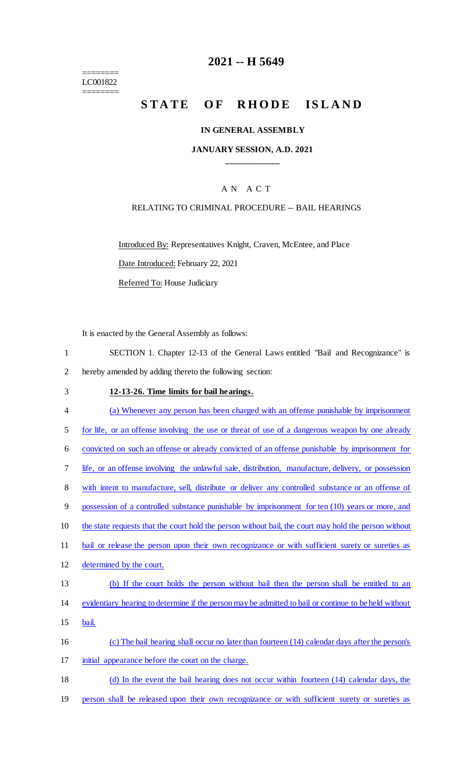========
LC001822
========

# 2021 -- H 5649

## STATE OF RHODE ISLAND

### IN GENERAL ASSEMBLY

### JANUARY SESSION, A.D. 2021

---

A N A C T

RELATING TO CRIMINAL PROCEDURE -- BAIL HEARINGS

Introduced By: Representatives Knight, Craven, McEntee, and Place

Date Introduced: February 22, 2021

Referred To: House Judiciary

It is enacted by the General Assembly as follows:

1 SECTION 1. Chapter 12-13 of the General Laws entitled "Bail and Recognizance" is
2 hereby amended by adding thereto the following section:

3 **12-13-26. Time limits for bail hearings.**

4 (a) Whenever any person has been charged with an offense punishable by imprisonment
5 for life, or an offense involving the use or threat of use of a dangerous weapon by one already
6 convicted on such an offense or already convicted of an offense punishable by imprisonment for
7 life, or an offense involving the unlawful sale, distribution, manufacture, delivery, or possession
8 with intent to manufacture, sell, distribute or deliver any controlled substance or an offense of
9 possession of a controlled substance punishable by imprisonment for ten (10) years or more, and
10 the state requests that the court hold the person without bail, the court may hold the person without
11 bail or release the person upon their own recognizance or with sufficient surety or sureties as
12 determined by the court.

13 (b) If the court holds the person without bail then the person shall be entitled to an
14 evidentiary hearing to determine if the person may be admitted to bail or continue to be held without
15 bail.

16 (c) The bail hearing shall occur no later than fourteen (14) calendar days after the person's
17 initial appearance before the court on the charge.

18 (d) In the event the bail hearing does not occur within fourteen (14) calendar days, the
19 person shall be released upon their own recognizance or with sufficient surety or sureties as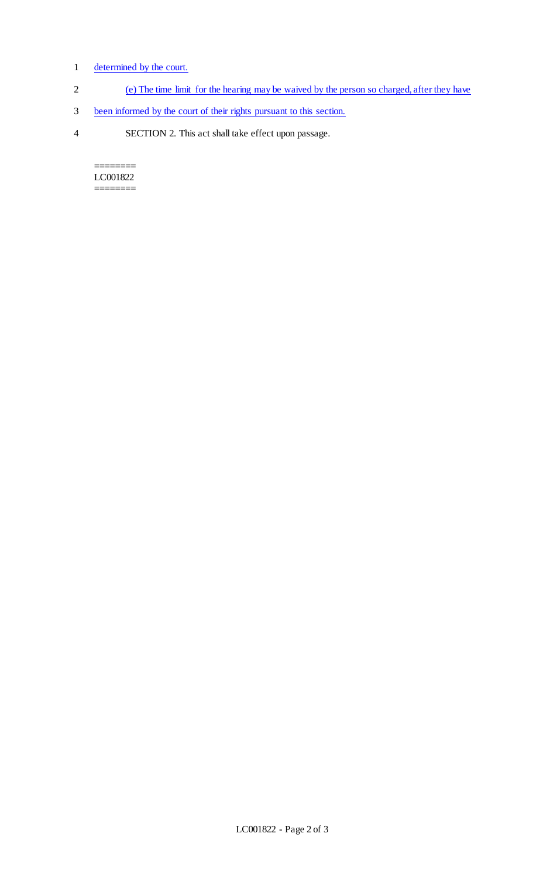determined by the court.

(e) The time limit for the hearing may be waived by the person so charged, after they have been informed by the court of their rights pursuant to this section.

SECTION 2. This act shall take effect upon passage.

========
LC001822
========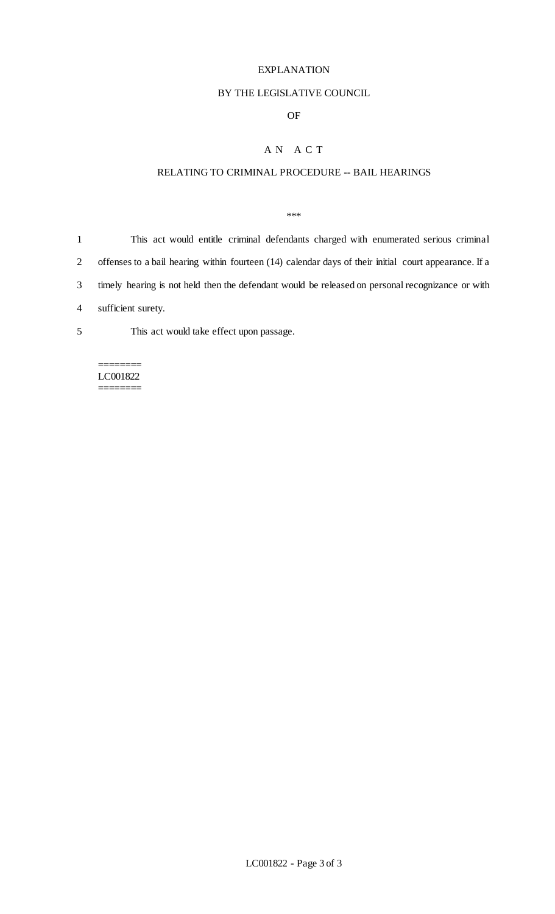EXPLANATION

BY THE LEGISLATIVE COUNCIL

OF

A N A C T

RELATING TO CRIMINAL PROCEDURE -- BAIL HEARINGS

\*\*\*

This act would entitle criminal defendants charged with enumerated serious criminal offenses to a bail hearing within fourteen (14) calendar days of their initial court appearance. If a timely hearing is not held then the defendant would be released on personal recognizance or with sufficient surety.

This act would take effect upon passage.

========
LC001822
========